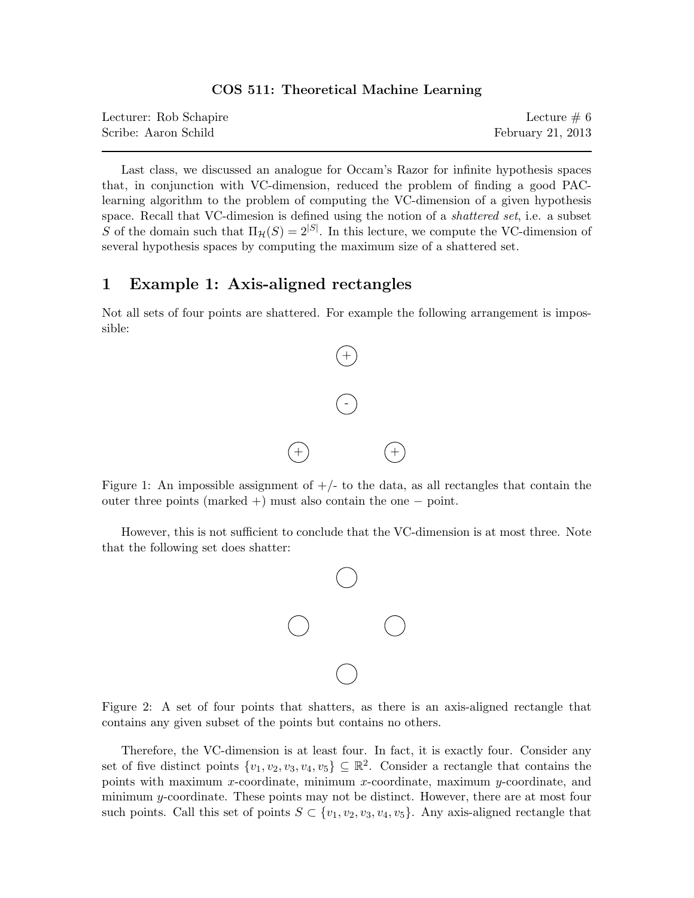**COS 511: Theoretical Machine Learning**

Lecturer: Rob Schapire — Lecture # 6

Scribe: Aaron Schild — February 21, 2013

---

Last class, we discussed an analogue for Occam's Razor for infinite hypothesis spaces that, in conjunction with VC-dimension, reduced the problem of finding a good PAC-learning algorithm to the problem of computing the VC-dimension of a given hypothesis space. Recall that VC-dimesion is defined using the notion of a *shattered set*, i.e. a subset $S$ of the domain such that $\Pi_{\mathcal{H}}(S) = 2^{|S|}$. In this lecture, we compute the VC-dimension of several hypothesis spaces by computing the maximum size of a shattered set.

# 1 Example 1: Axis-aligned rectangles

Not all sets of four points are shattered. For example the following arrangement is impossible:

Figure 1: An impossible assignment of +/- to the data, as all rectangles that contain the outer three points (marked +) must also contain the one − point.

However, this is not sufficient to conclude that the VC-dimension is at most three. Note that the following set does shatter:

Figure 2: A set of four points that shatters, as there is an axis-aligned rectangle that contains any given subset of the points but contains no others.

Therefore, the VC-dimension is at least four. In fact, it is exactly four. Consider any set of five distinct points $\{v_1, v_2, v_3, v_4, v_5\} \subseteq \mathbb{R}^2$. Consider a rectangle that contains the points with maximum $x$-coordinate, minimum $x$-coordinate, maximum $y$-coordinate, and minimum $y$-coordinate. These points may not be distinct. However, there are at most four such points. Call this set of points $S \subset \{v_1, v_2, v_3, v_4, v_5\}$. Any axis-aligned rectangle that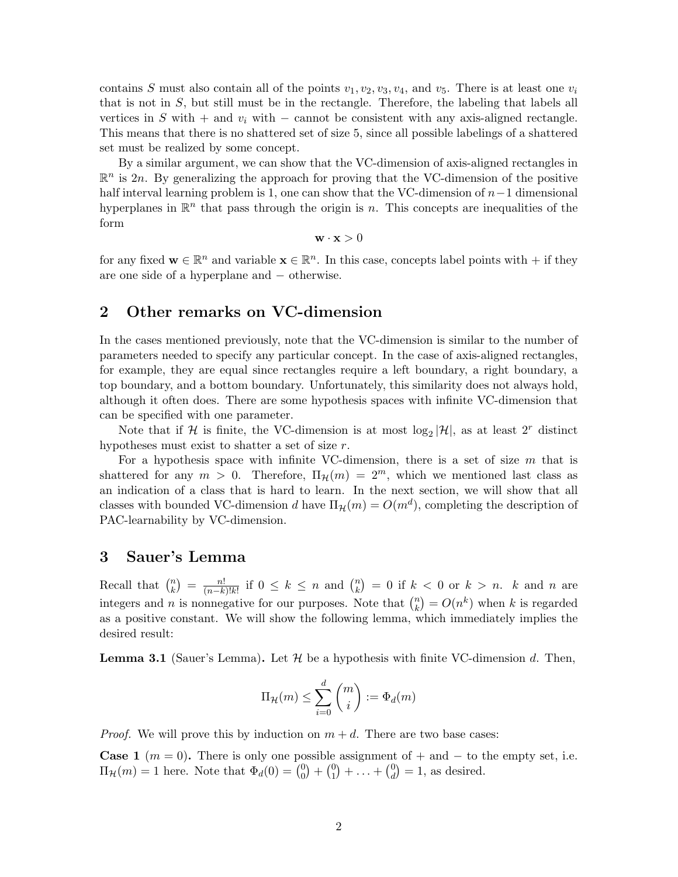contains $S$ must also contain all of the points $v_1, v_2, v_3, v_4$, and $v_5$. There is at least one $v_i$ that is not in $S$, but still must be in the rectangle. Therefore, the labeling that labels all vertices in $S$ with $+$ and $v_i$ with $-$ cannot be consistent with any axis-aligned rectangle. This means that there is no shattered set of size 5, since all possible labelings of a shattered set must be realized by some concept.

By a similar argument, we can show that the VC-dimension of axis-aligned rectangles in $\mathbb{R}^n$ is $2n$. By generalizing the approach for proving that the VC-dimension of the positive half interval learning problem is 1, one can show that the VC-dimension of $n-1$ dimensional hyperplanes in $\mathbb{R}^n$ that pass through the origin is $n$. This concepts are inequalities of the form

$$\mathbf{w} \cdot \mathbf{x} > 0$$

for any fixed $\mathbf{w} \in \mathbb{R}^n$ and variable $\mathbf{x} \in \mathbb{R}^n$. In this case, concepts label points with $+$ if they are one side of a hyperplane and $-$ otherwise.

## 2 Other remarks on VC-dimension

In the cases mentioned previously, note that the VC-dimension is similar to the number of parameters needed to specify any particular concept. In the case of axis-aligned rectangles, for example, they are equal since rectangles require a left boundary, a right boundary, a top boundary, and a bottom boundary. Unfortunately, this similarity does not always hold, although it often does. There are some hypothesis spaces with infinite VC-dimension that can be specified with one parameter.

Note that if $\mathcal{H}$ is finite, the VC-dimension is at most $\log_2 |\mathcal{H}|$, as at least $2^r$ distinct hypotheses must exist to shatter a set of size $r$.

For a hypothesis space with infinite VC-dimension, there is a set of size $m$ that is shattered for any $m > 0$. Therefore, $\Pi_{\mathcal{H}}(m) = 2^m$, which we mentioned last class as an indication of a class that is hard to learn. In the next section, we will show that all classes with bounded VC-dimension $d$ have $\Pi_{\mathcal{H}}(m) = O(m^d)$, completing the description of PAC-learnability by VC-dimension.

## 3 Sauer's Lemma

Recall that $\binom{n}{k} = \frac{n!}{(n-k)!k!}$ if $0 \leq k \leq n$ and $\binom{n}{k} = 0$ if $k < 0$ or $k > n$. $k$ and $n$ are integers and $n$ is nonnegative for our purposes. Note that $\binom{n}{k} = O(n^k)$ when $k$ is regarded as a positive constant. We will show the following lemma, which immediately implies the desired result:

**Lemma 3.1** (Sauer's Lemma)**.** Let $\mathcal{H}$ be a hypothesis with finite VC-dimension $d$. Then,

$$\Pi_{\mathcal{H}}(m) \leq \sum_{i=0}^{d} \binom{m}{i} := \Phi_d(m)$$

*Proof.* We will prove this by induction on $m + d$. There are two base cases:

**Case 1** ($m = 0$)**.** There is only one possible assignment of $+$ and $-$ to the empty set, i.e. $\Pi_{\mathcal{H}}(m) = 1$ here. Note that $\Phi_d(0) = \binom{0}{0} + \binom{0}{1} + \ldots + \binom{0}{d} = 1$, as desired.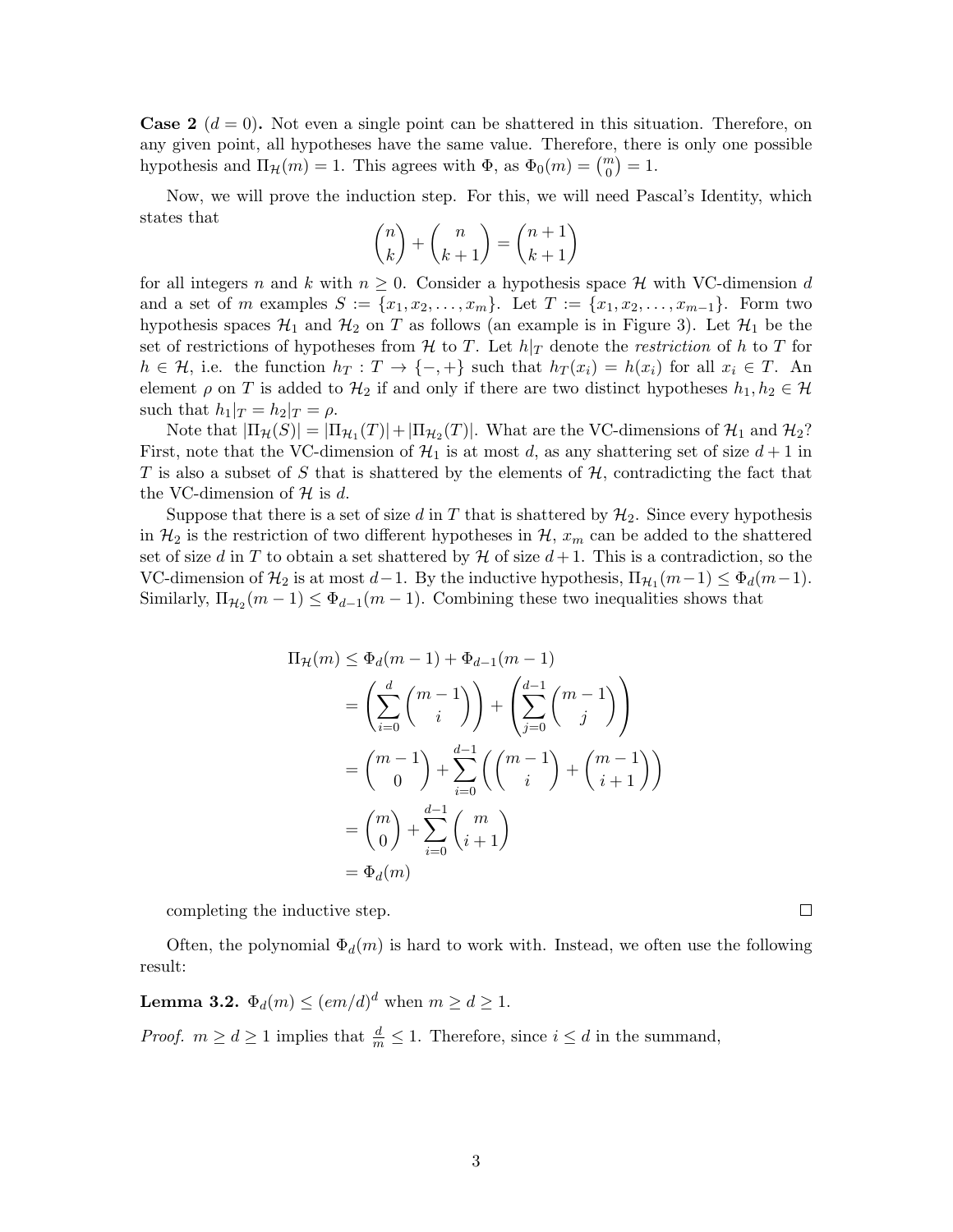**Case 2** **($d = 0$).** Not even a single point can be shattered in this situation. Therefore, on any given point, all hypotheses have the same value. Therefore, there is only one possible hypothesis and $\Pi_{\mathcal{H}}(m) = 1$. This agrees with $\Phi$, as $\Phi_0(m) = \binom{m}{0} = 1$.

Now, we will prove the induction step. For this, we will need Pascal's Identity, which states that

$$\binom{n}{k} + \binom{n}{k+1} = \binom{n+1}{k+1}$$

for all integers $n$ and $k$ with $n \geq 0$. Consider a hypothesis space $\mathcal{H}$ with VC-dimension $d$ and a set of $m$ examples $S := \{x_1, x_2, \ldots, x_m\}$. Let $T := \{x_1, x_2, \ldots, x_{m-1}\}$. Form two hypothesis spaces $\mathcal{H}_1$ and $\mathcal{H}_2$ on $T$ as follows (an example is in Figure 3). Let $\mathcal{H}_1$ be the set of restrictions of hypotheses from $\mathcal{H}$ to $T$. Let $h|_T$ denote the *restriction* of $h$ to $T$ for $h \in \mathcal{H}$, i.e. the function $h_T : T \to \{-, +\}$ such that $h_T(x_i) = h(x_i)$ for all $x_i \in T$. An element $\rho$ on $T$ is added to $\mathcal{H}_2$ if and only if there are two distinct hypotheses $h_1, h_2 \in \mathcal{H}$ such that $h_1|_T = h_2|_T = \rho$.

Note that $|\Pi_{\mathcal{H}}(S)| = |\Pi_{\mathcal{H}_1}(T)| + |\Pi_{\mathcal{H}_2}(T)|$. What are the VC-dimensions of $\mathcal{H}_1$ and $\mathcal{H}_2$? First, note that the VC-dimension of $\mathcal{H}_1$ is at most $d$, as any shattering set of size $d+1$ in $T$ is also a subset of $S$ that is shattered by the elements of $\mathcal{H}$, contradicting the fact that the VC-dimension of $\mathcal{H}$ is $d$.

Suppose that there is a set of size $d$ in $T$ that is shattered by $\mathcal{H}_2$. Since every hypothesis in $\mathcal{H}_2$ is the restriction of two different hypotheses in $\mathcal{H}$, $x_m$ can be added to the shattered set of size $d$ in $T$ to obtain a set shattered by $\mathcal{H}$ of size $d+1$. This is a contradiction, so the VC-dimension of $\mathcal{H}_2$ is at most $d-1$. By the inductive hypothesis, $\Pi_{\mathcal{H}_1}(m-1) \leq \Phi_d(m-1)$. Similarly, $\Pi_{\mathcal{H}_2}(m-1) \leq \Phi_{d-1}(m-1)$. Combining these two inequalities shows that

$$\begin{aligned}
\Pi_{\mathcal{H}}(m) &\leq \Phi_d(m-1) + \Phi_{d-1}(m-1) \\
&= \left(\sum_{i=0}^{d} \binom{m-1}{i}\right) + \left(\sum_{j=0}^{d-1} \binom{m-1}{j}\right) \\
&= \binom{m-1}{0} + \sum_{i=0}^{d-1} \left(\binom{m-1}{i} + \binom{m-1}{i+1}\right) \\
&= \binom{m}{0} + \sum_{i=0}^{d-1} \binom{m}{i+1} \\
&= \Phi_d(m)
\end{aligned}$$

completing the inductive step. ∎

Often, the polynomial $\Phi_d(m)$ is hard to work with. Instead, we often use the following result:

**Lemma 3.2.** $\Phi_d(m) \leq (em/d)^d$ when $m \geq d \geq 1$.

*Proof.* $m \geq d \geq 1$ implies that $\frac{d}{m} \leq 1$. Therefore, since $i \leq d$ in the summand,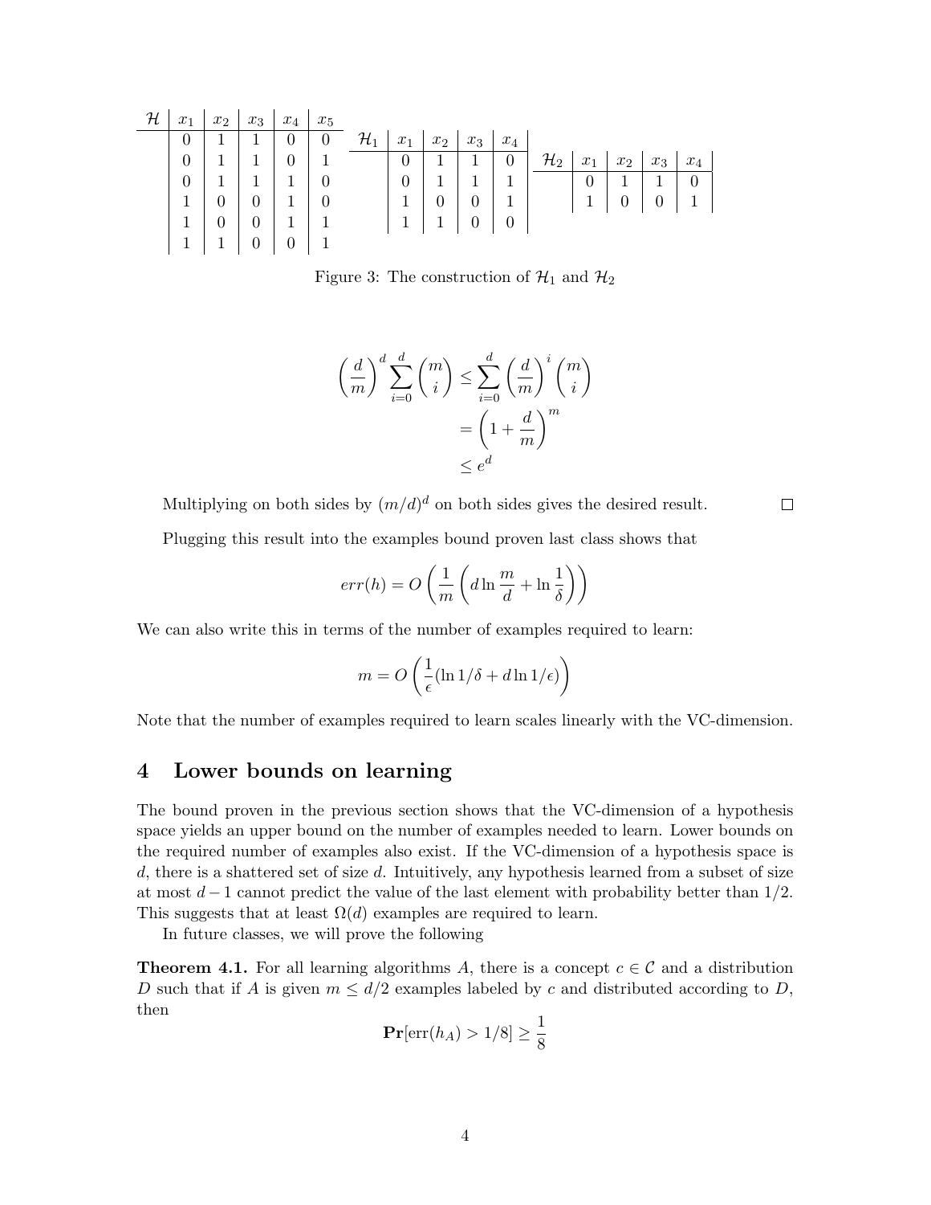| $\mathcal{H}$ | $x_1$ | $x_2$ | $x_3$ | $x_4$ | $x_5$ |
|---|---|---|---|---|---|
| | 0 | 1 | 1 | 0 | 0 |
| | 0 | 1 | 1 | 0 | 1 |
| | 0 | 1 | 1 | 1 | 0 |
| | 1 | 0 | 0 | 1 | 0 |
| | 1 | 0 | 0 | 1 | 1 |
| | 1 | 1 | 0 | 0 | 1 |

| $\mathcal{H}_1$ | $x_1$ | $x_2$ | $x_3$ | $x_4$ |
|---|---|---|---|---|
| | 0 | 1 | 1 | 0 |
| | 0 | 1 | 1 | 1 |
| | 1 | 0 | 0 | 1 |
| | 1 | 1 | 0 | 0 |

| $\mathcal{H}_2$ | $x_1$ | $x_2$ | $x_3$ | $x_4$ |
|---|---|---|---|---|
| | 0 | 1 | 1 | 0 |
| | 1 | 0 | 0 | 1 |

Figure 3: The construction of $\mathcal{H}_1$ and $\mathcal{H}_2$

$$
\begin{aligned}
\left(\frac{d}{m}\right)^d \sum_{i=0}^{d} \binom{m}{i} &\leq \sum_{i=0}^{d} \left(\frac{d}{m}\right)^i \binom{m}{i} \\
&= \left(1 + \frac{d}{m}\right)^m \\
&\leq e^d
\end{aligned}
$$

Multiplying on both sides by $(m/d)^d$ on both sides gives the desired result. □

Plugging this result into the examples bound proven last class shows that

$$
err(h) = O\left(\frac{1}{m}\left(d \ln \frac{m}{d} + \ln \frac{1}{\delta}\right)\right)
$$

We can also write this in terms of the number of examples required to learn:

$$
m = O\left(\frac{1}{\epsilon}(\ln 1/\delta + d \ln 1/\epsilon)\right)
$$

Note that the number of examples required to learn scales linearly with the VC-dimension.

## 4 Lower bounds on learning

The bound proven in the previous section shows that the VC-dimension of a hypothesis space yields an upper bound on the number of examples needed to learn. Lower bounds on the required number of examples also exist. If the VC-dimension of a hypothesis space is $d$, there is a shattered set of size $d$. Intuitively, any hypothesis learned from a subset of size at most $d-1$ cannot predict the value of the last element with probability better than 1/2. This suggests that at least $\Omega(d)$ examples are required to learn.

In future classes, we will prove the following

**Theorem 4.1.** For all learning algorithms $A$, there is a concept $c \in \mathcal{C}$ and a distribution $D$ such that if $A$ is given $m \leq d/2$ examples labeled by $c$ and distributed according to $D$, then

$$
\mathbf{Pr}[\text{err}(h_A) > 1/8] \geq \frac{1}{8}
$$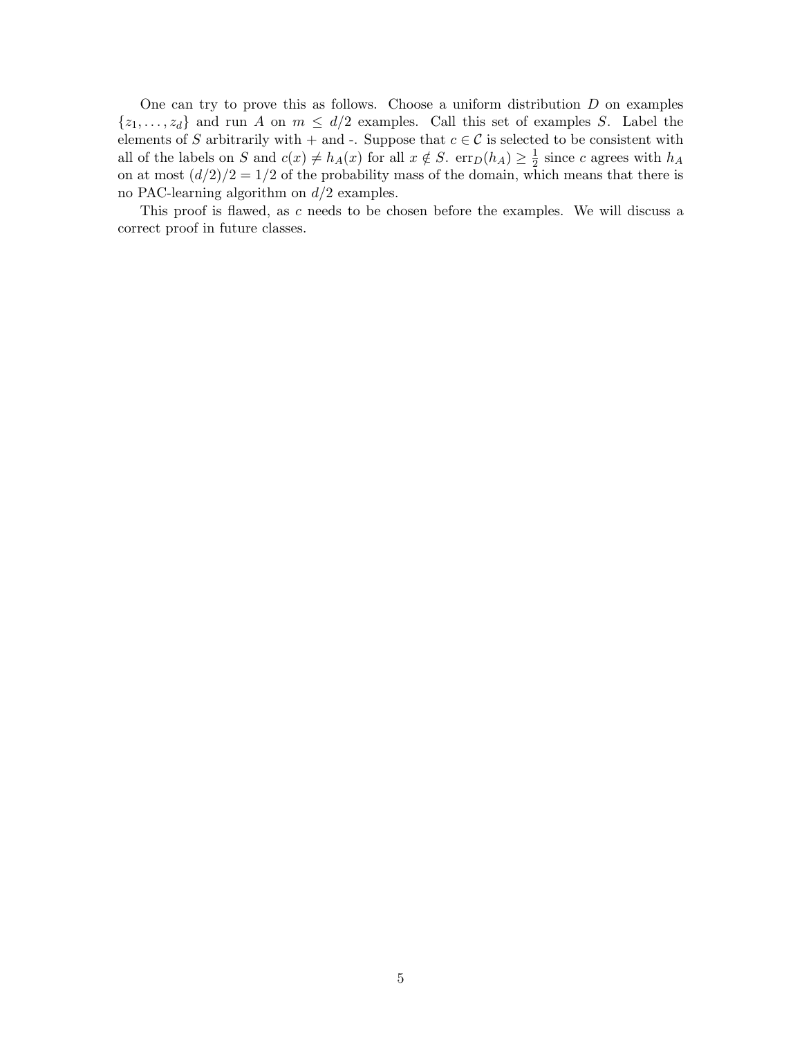One can try to prove this as follows. Choose a uniform distribution $D$ on examples $\{z_1, \ldots, z_d\}$ and run $A$ on $m \leq d/2$ examples. Call this set of examples $S$. Label the elements of $S$ arbitrarily with + and -. Suppose that $c \in \mathcal{C}$ is selected to be consistent with all of the labels on $S$ and $c(x) \neq h_A(x)$ for all $x \notin S$. $\text{err}_D(h_A) \geq \frac{1}{2}$ since $c$ agrees with $h_A$ on at most $(d/2)/2 = 1/2$ of the probability mass of the domain, which means that there is no PAC-learning algorithm on $d/2$ examples.

This proof is flawed, as $c$ needs to be chosen before the examples. We will discuss a correct proof in future classes.